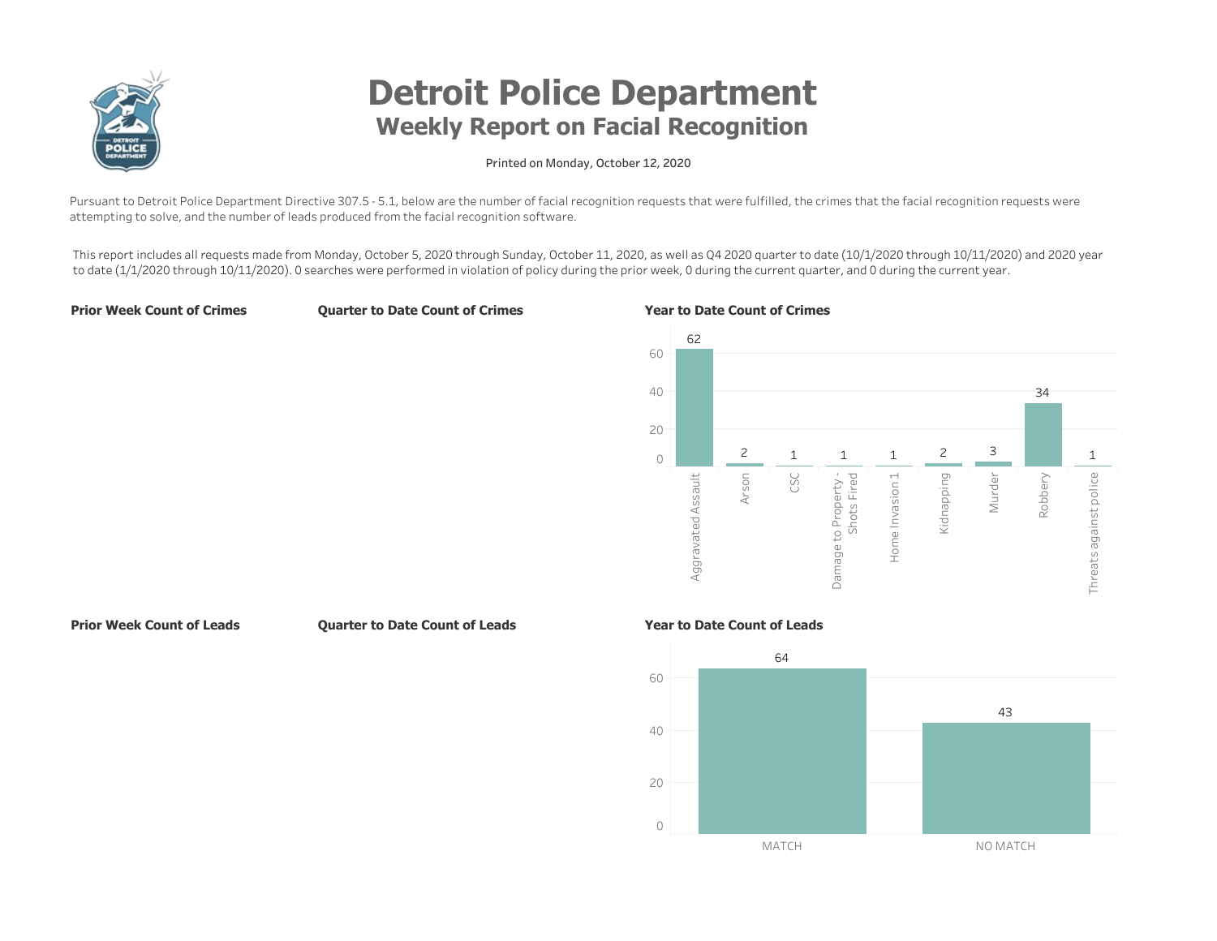# Detroit Police Department

## Weekly Report on Facial Recognition

Printed on Monday, October 12, 2020

Pursuant to Detroit Police Department Directive 307.5 - 5.1, below are the number of facial recognition requests that were fulfilled, the crimes that the facial recognition requests were attempting to solve, and the number of leads produced from the facial recognition software.

This report includes all requests made from Monday, October 5, 2020 through Sunday, October 11, 2020, as well as Q4 2020 quarter to date (10/1/2020 through 10/11/2020) and 2020 year to date (1/1/2020 through 10/11/2020). 0 searches were performed in violation of policy during the prior week, 0 during the current quarter, and 0 during the current year.

### Prior Week Count of Crimes

### Quarter to Date Count of Crimes

### Year to Date Count of Crimes

| Crime | Count |
|---|---|
| Aggravated Assault | 62 |
| Arson | 2 |
| CSC | 1 |
| Damage to Property - Shots Fired | 1 |
| Home Invasion 1 | 1 |
| Kidnapping | 2 |
| Murder | 3 |
| Robbery | 34 |
| Threats against police | 1 |

### Prior Week Count of Leads

### Quarter to Date Count of Leads

### Year to Date Count of Leads

| Lead | Count |
|---|---|
| MATCH | 64 |
| NO MATCH | 43 |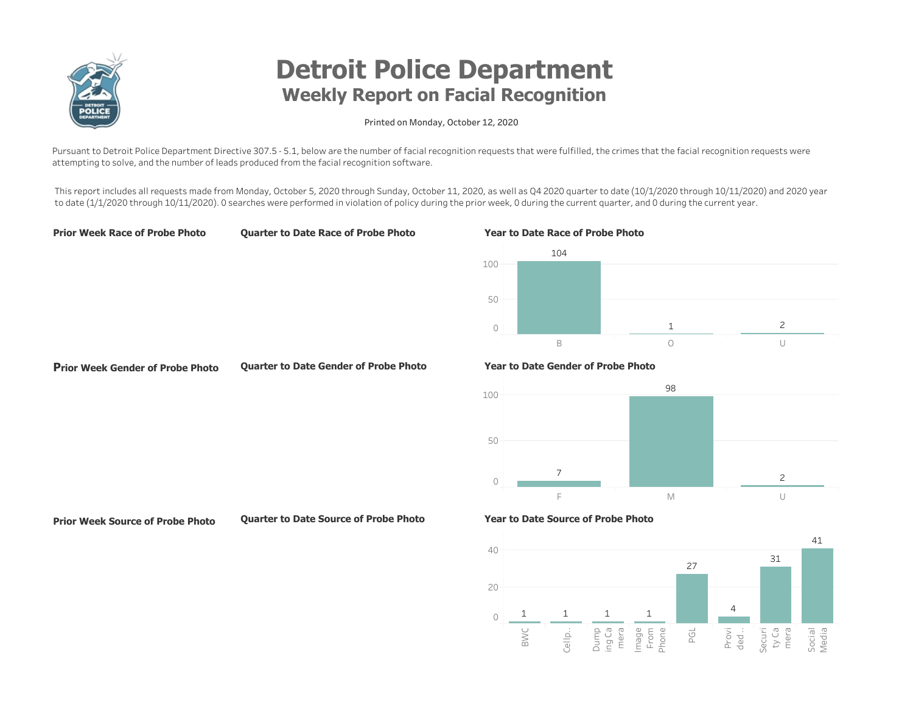# Detroit Police Department

## Weekly Report on Facial Recognition

Printed on Monday, October 12, 2020

Pursuant to Detroit Police Department Directive 307.5 - 5.1, below are the number of facial recognition requests that were fulfilled, the crimes that the facial recognition requests were attempting to solve, and the number of leads produced from the facial recognition software.

This report includes all requests made from Monday, October 5, 2020 through Sunday, October 11, 2020, as well as Q4 2020 quarter to date (10/1/2020 through 10/11/2020) and 2020 year to date (1/1/2020 through 10/11/2020). 0 searches were performed in violation of policy during the prior week, 0 during the current quarter, and 0 during the current year.

**Prior Week Race of Probe Photo**

**Quarter to Date Race of Probe Photo**

**Year to Date Race of Probe Photo**

100
50
0
104
1
2
B
O
U

**Prior Week Gender of Probe Photo**

**Quarter to Date Gender of Probe Photo**

**Year to Date Gender of Probe Photo**

100
50
0
7
98
2
F
M
U

**Prior Week Source of Probe Photo**

**Quarter to Date Source of Probe Photo**

**Year to Date Source of Probe Photo**

40
20
0
1
1
1
1
27
4
31
41
BWC
Cellp..
Dumping Camera
Image From Phone
PGL
Provided..
Security Camera
Social Media